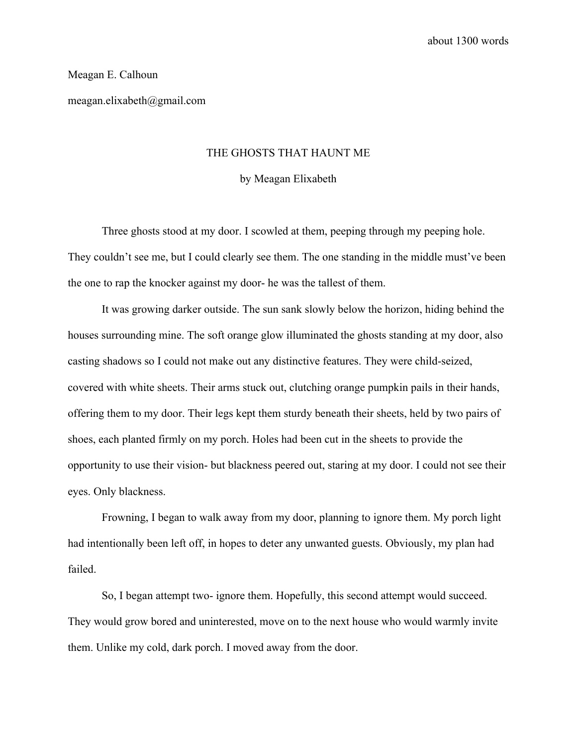about 1300 words

Meagan E. Calhoun

meagan.elixabeth@gmail.com

# THE GHOSTS THAT HAUNT ME

by Meagan Elixabeth

Three ghosts stood at my door. I scowled at them, peeping through my peeping hole. They couldn't see me, but I could clearly see them. The one standing in the middle must've been the one to rap the knocker against my door- he was the tallest of them.

It was growing darker outside. The sun sank slowly below the horizon, hiding behind the houses surrounding mine. The soft orange glow illuminated the ghosts standing at my door, also casting shadows so I could not make out any distinctive features. They were child-seized, covered with white sheets. Their arms stuck out, clutching orange pumpkin pails in their hands, offering them to my door. Their legs kept them sturdy beneath their sheets, held by two pairs of shoes, each planted firmly on my porch. Holes had been cut in the sheets to provide the opportunity to use their vision- but blackness peered out, staring at my door. I could not see their eyes. Only blackness.

Frowning, I began to walk away from my door, planning to ignore them. My porch light had intentionally been left off, in hopes to deter any unwanted guests. Obviously, my plan had failed.

So, I began attempt two- ignore them. Hopefully, this second attempt would succeed. They would grow bored and uninterested, move on to the next house who would warmly invite them. Unlike my cold, dark porch. I moved away from the door.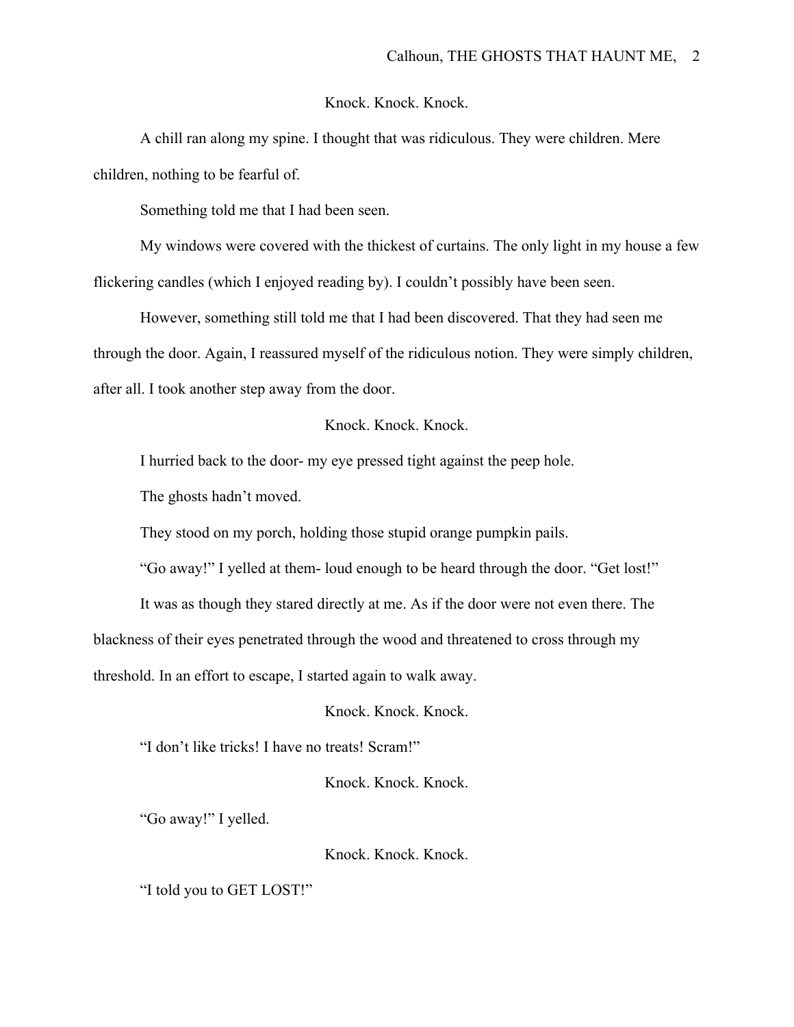Knock. Knock. Knock.

A chill ran along my spine. I thought that was ridiculous. They were children. Mere children, nothing to be fearful of.

Something told me that I had been seen.

My windows were covered with the thickest of curtains. The only light in my house a few flickering candles (which I enjoyed reading by). I couldn't possibly have been seen.

However, something still told me that I had been discovered. That they had seen me through the door. Again, I reassured myself of the ridiculous notion. They were simply children, after all. I took another step away from the door.

Knock. Knock. Knock.

I hurried back to the door- my eye pressed tight against the peep hole.

The ghosts hadn't moved.

They stood on my porch, holding those stupid orange pumpkin pails.

"Go away!" I yelled at them- loud enough to be heard through the door. "Get lost!"

It was as though they stared directly at me. As if the door were not even there. The blackness of their eyes penetrated through the wood and threatened to cross through my threshold. In an effort to escape, I started again to walk away.

Knock. Knock. Knock.

"I don't like tricks! I have no treats! Scram!"

Knock. Knock. Knock.

"Go away!" I yelled.

Knock. Knock. Knock.

"I told you to GET LOST!"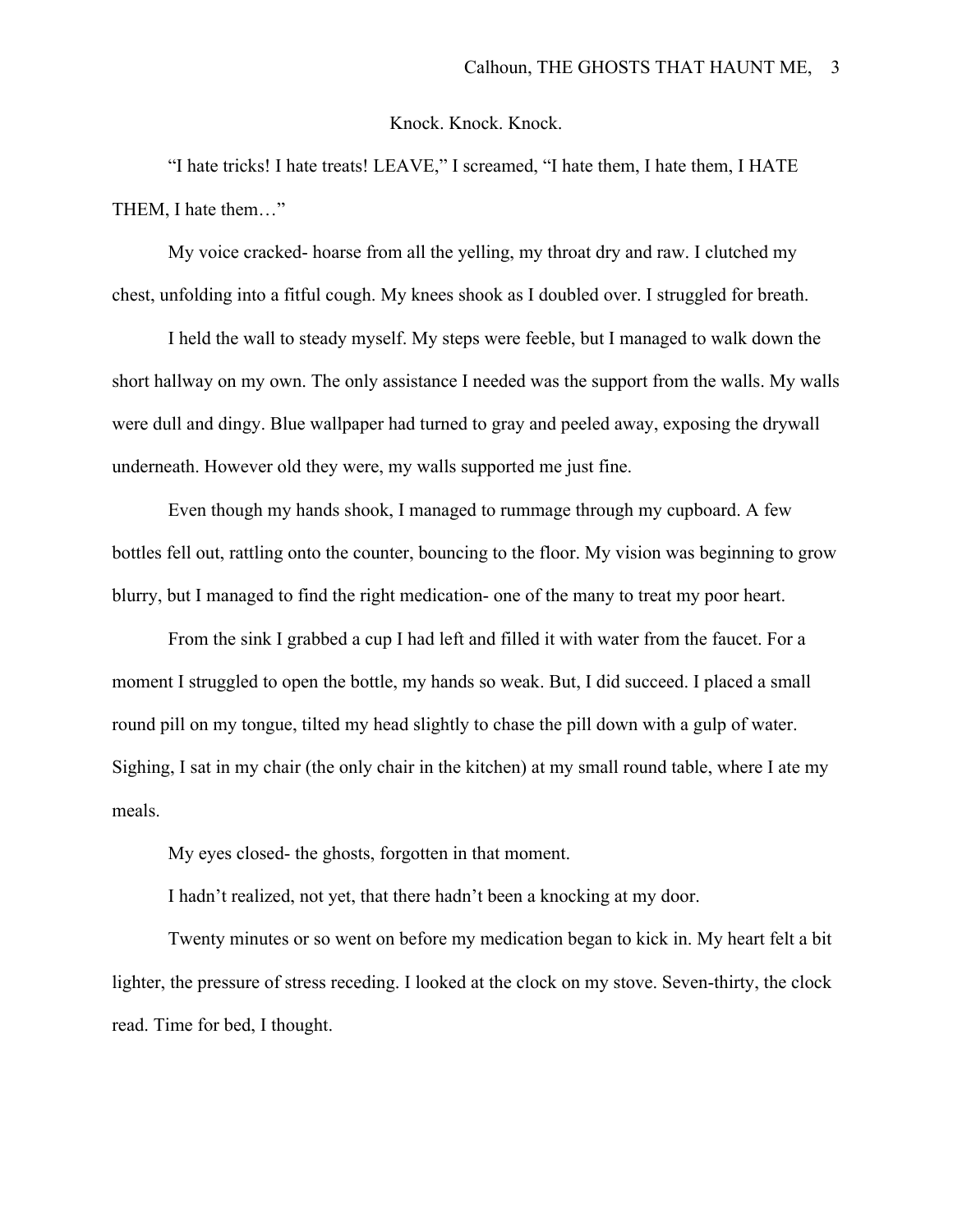Knock. Knock. Knock.

"I hate tricks! I hate treats! LEAVE," I screamed, "I hate them, I hate them, I HATE THEM, I hate them…"

My voice cracked- hoarse from all the yelling, my throat dry and raw. I clutched my chest, unfolding into a fitful cough. My knees shook as I doubled over. I struggled for breath.

I held the wall to steady myself. My steps were feeble, but I managed to walk down the short hallway on my own. The only assistance I needed was the support from the walls. My walls were dull and dingy. Blue wallpaper had turned to gray and peeled away, exposing the drywall underneath. However old they were, my walls supported me just fine.

Even though my hands shook, I managed to rummage through my cupboard. A few bottles fell out, rattling onto the counter, bouncing to the floor. My vision was beginning to grow blurry, but I managed to find the right medication- one of the many to treat my poor heart.

From the sink I grabbed a cup I had left and filled it with water from the faucet. For a moment I struggled to open the bottle, my hands so weak. But, I did succeed. I placed a small round pill on my tongue, tilted my head slightly to chase the pill down with a gulp of water. Sighing, I sat in my chair (the only chair in the kitchen) at my small round table, where I ate my meals.

My eyes closed- the ghosts, forgotten in that moment.

I hadn't realized, not yet, that there hadn't been a knocking at my door.

Twenty minutes or so went on before my medication began to kick in. My heart felt a bit lighter, the pressure of stress receding. I looked at the clock on my stove. Seven-thirty, the clock read. Time for bed, I thought.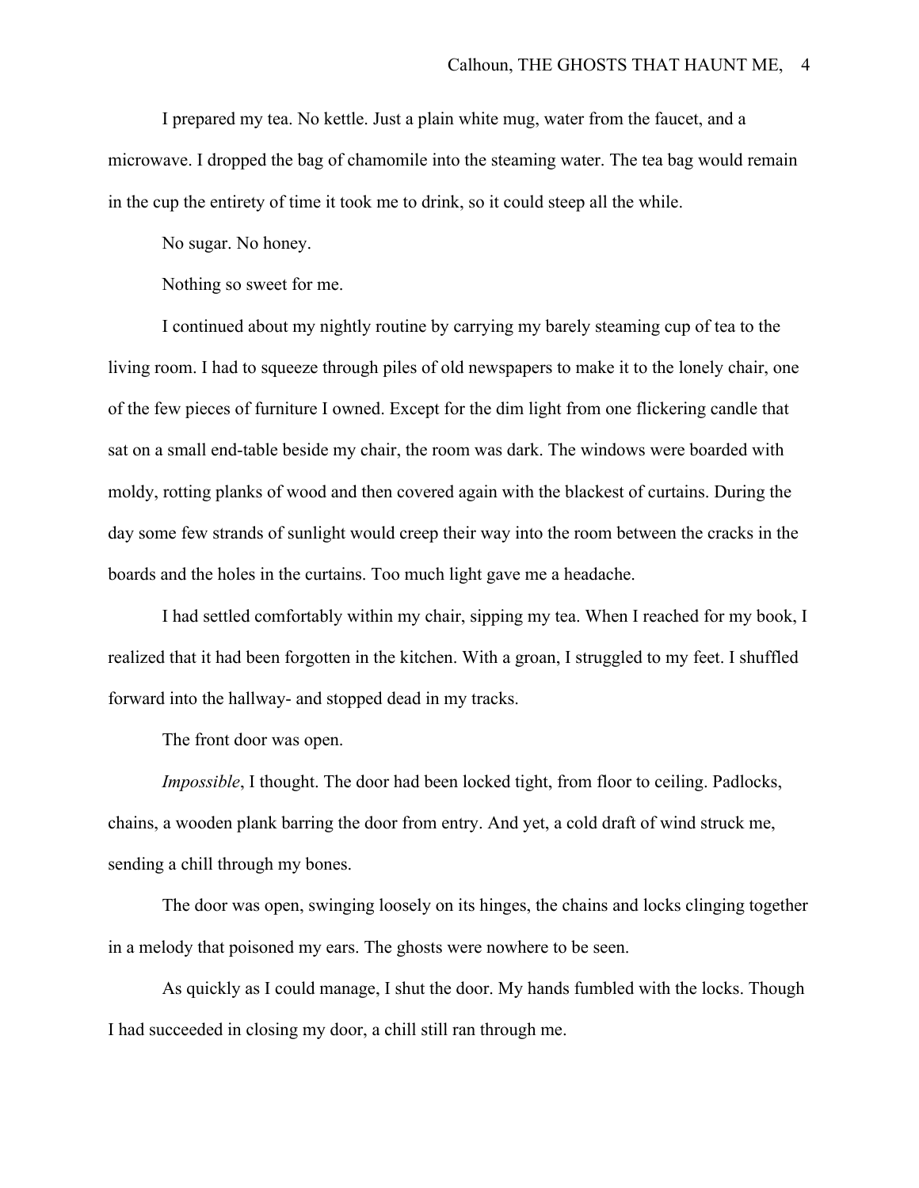I prepared my tea. No kettle. Just a plain white mug, water from the faucet, and a microwave. I dropped the bag of chamomile into the steaming water. The tea bag would remain in the cup the entirety of time it took me to drink, so it could steep all the while.

No sugar. No honey.

Nothing so sweet for me.

I continued about my nightly routine by carrying my barely steaming cup of tea to the living room. I had to squeeze through piles of old newspapers to make it to the lonely chair, one of the few pieces of furniture I owned. Except for the dim light from one flickering candle that sat on a small end-table beside my chair, the room was dark. The windows were boarded with moldy, rotting planks of wood and then covered again with the blackest of curtains. During the day some few strands of sunlight would creep their way into the room between the cracks in the boards and the holes in the curtains. Too much light gave me a headache.

I had settled comfortably within my chair, sipping my tea. When I reached for my book, I realized that it had been forgotten in the kitchen. With a groan, I struggled to my feet. I shuffled forward into the hallway- and stopped dead in my tracks.

The front door was open.

*Impossible*, I thought. The door had been locked tight, from floor to ceiling. Padlocks, chains, a wooden plank barring the door from entry. And yet, a cold draft of wind struck me, sending a chill through my bones.

The door was open, swinging loosely on its hinges, the chains and locks clinging together in a melody that poisoned my ears. The ghosts were nowhere to be seen.

As quickly as I could manage, I shut the door. My hands fumbled with the locks. Though I had succeeded in closing my door, a chill still ran through me.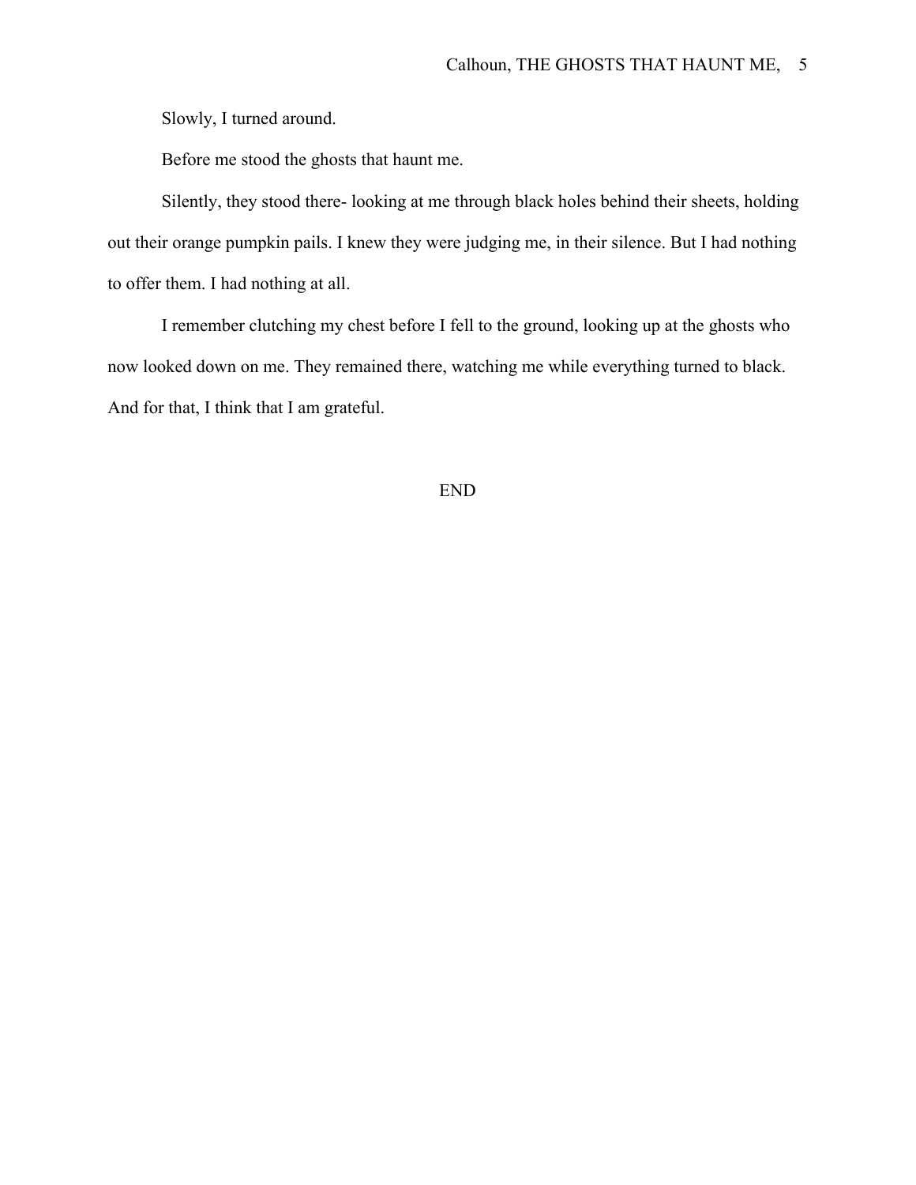Slowly, I turned around.

Before me stood the ghosts that haunt me.

Silently, they stood there- looking at me through black holes behind their sheets, holding out their orange pumpkin pails. I knew they were judging me, in their silence. But I had nothing to offer them. I had nothing at all.

I remember clutching my chest before I fell to the ground, looking up at the ghosts who now looked down on me. They remained there, watching me while everything turned to black. And for that, I think that I am grateful.

END